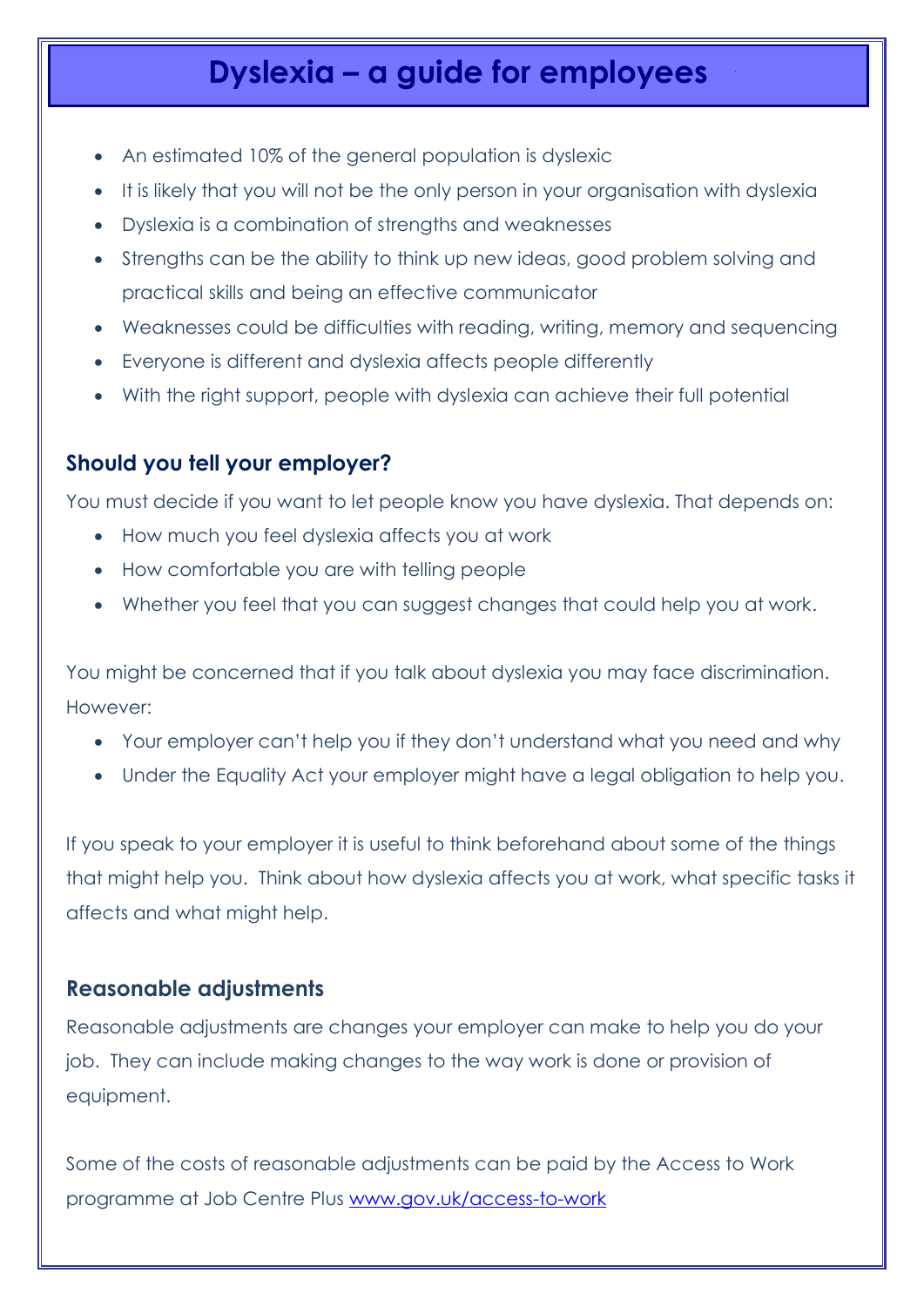# Dyslexia – a guide for employees

- An estimated 10% of the general population is dyslexic
- It is likely that you will not be the only person in your organisation with dyslexia
- Dyslexia is a combination of strengths and weaknesses
- Strengths can be the ability to think up new ideas, good problem solving and practical skills and being an effective communicator
- Weaknesses could be difficulties with reading, writing, memory and sequencing
- Everyone is different and dyslexia affects people differently
- With the right support, people with dyslexia can achieve their full potential

## Should you tell your employer?

You must decide if you want to let people know you have dyslexia. That depends on:

- How much you feel dyslexia affects you at work
- How comfortable you are with telling people
- Whether you feel that you can suggest changes that could help you at work.

You might be concerned that if you talk about dyslexia you may face discrimination. However:

- Your employer can't help you if they don't understand what you need and why
- Under the Equality Act your employer might have a legal obligation to help you.

If you speak to your employer it is useful to think beforehand about some of the things that might help you. Think about how dyslexia affects you at work, what specific tasks it affects and what might help.

## Reasonable adjustments

Reasonable adjustments are changes your employer can make to help you do your job. They can include making changes to the way work is done or provision of equipment.

Some of the costs of reasonable adjustments can be paid by the Access to Work programme at Job Centre Plus [www.gov.uk/access-to-work](http://www.gov.uk/access-to-work)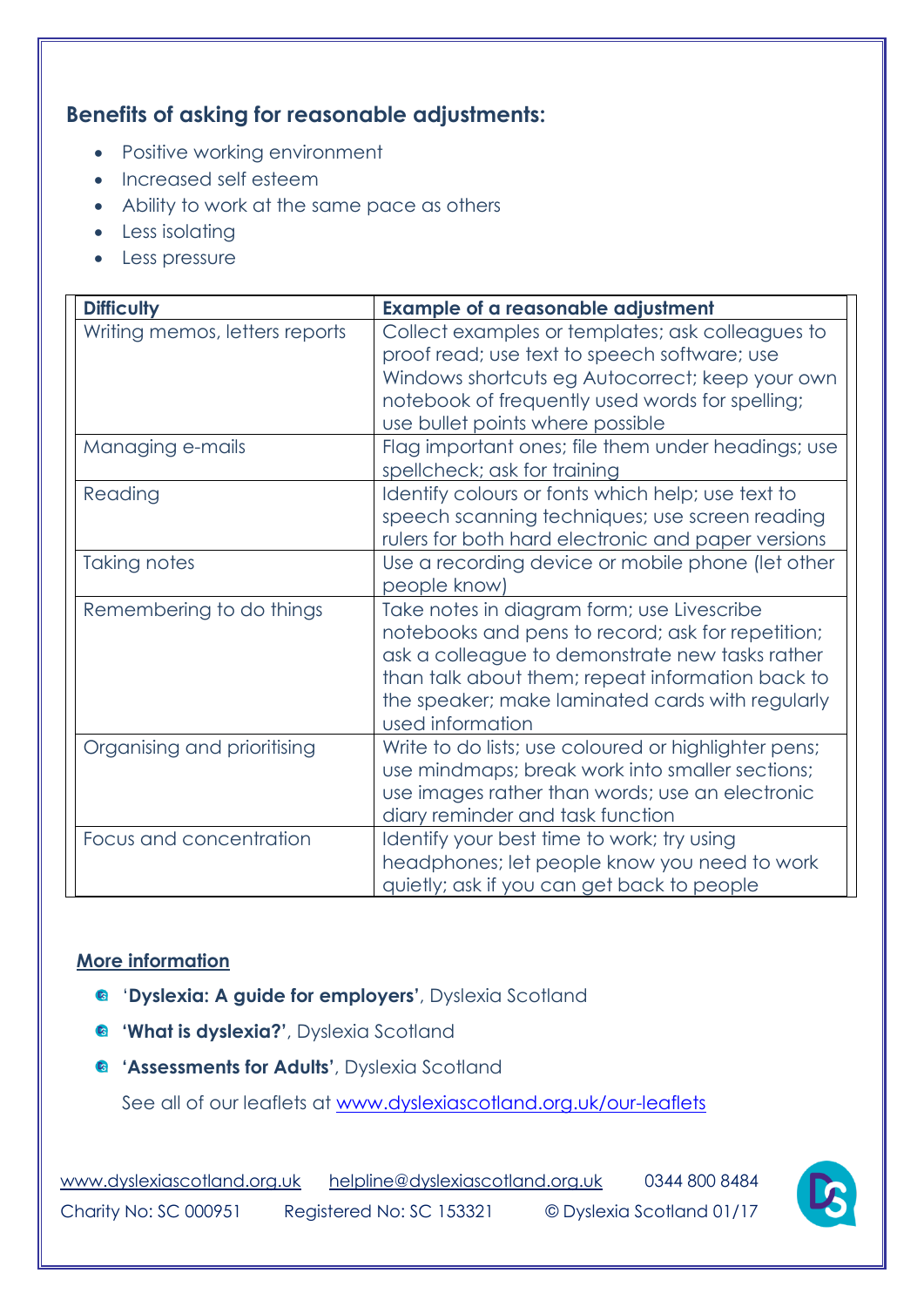## Benefits of asking for reasonable adjustments:

- Positive working environment
- Increased self esteem
- Ability to work at the same pace as others
- Less isolating
- Less pressure

| Difficulty | Example of a reasonable adjustment |
|---|---|
| Writing memos, letters reports | Collect examples or templates; ask colleagues to proof read; use text to speech software; use Windows shortcuts eg Autocorrect; keep your own notebook of frequently used words for spelling; use bullet points where possible |
| Managing e-mails | Flag important ones; file them under headings; use spellcheck; ask for training |
| Reading | Identify colours or fonts which help; use text to speech scanning techniques; use screen reading rulers for both hard electronic and paper versions |
| Taking notes | Use a recording device or mobile phone (let other people know) |
| Remembering to do things | Take notes in diagram form; use Livescribe notebooks and pens to record; ask for repetition; ask a colleague to demonstrate new tasks rather than talk about them; repeat information back to the speaker; make laminated cards with regularly used information |
| Organising and prioritising | Write to do lists; use coloured or highlighter pens; use mindmaps; break work into smaller sections; use images rather than words; use an electronic diary reminder and task function |
| Focus and concentration | Identify your best time to work; try using headphones; let people know you need to work quietly; ask if you can get back to people |

**More information**

- '**Dyslexia: A guide for employers'**, Dyslexia Scotland
- **'What is dyslexia?'**, Dyslexia Scotland
- **'Assessments for Adults'**, Dyslexia Scotland

See all of our leaflets at www.dyslexiascotland.org.uk/our-leaflets

www.dyslexiascotland.org.uk helpline@dyslexiascotland.org.uk 0344 800 8484

Charity No: SC 000951 Registered No: SC 153321 © Dyslexia Scotland 01/17